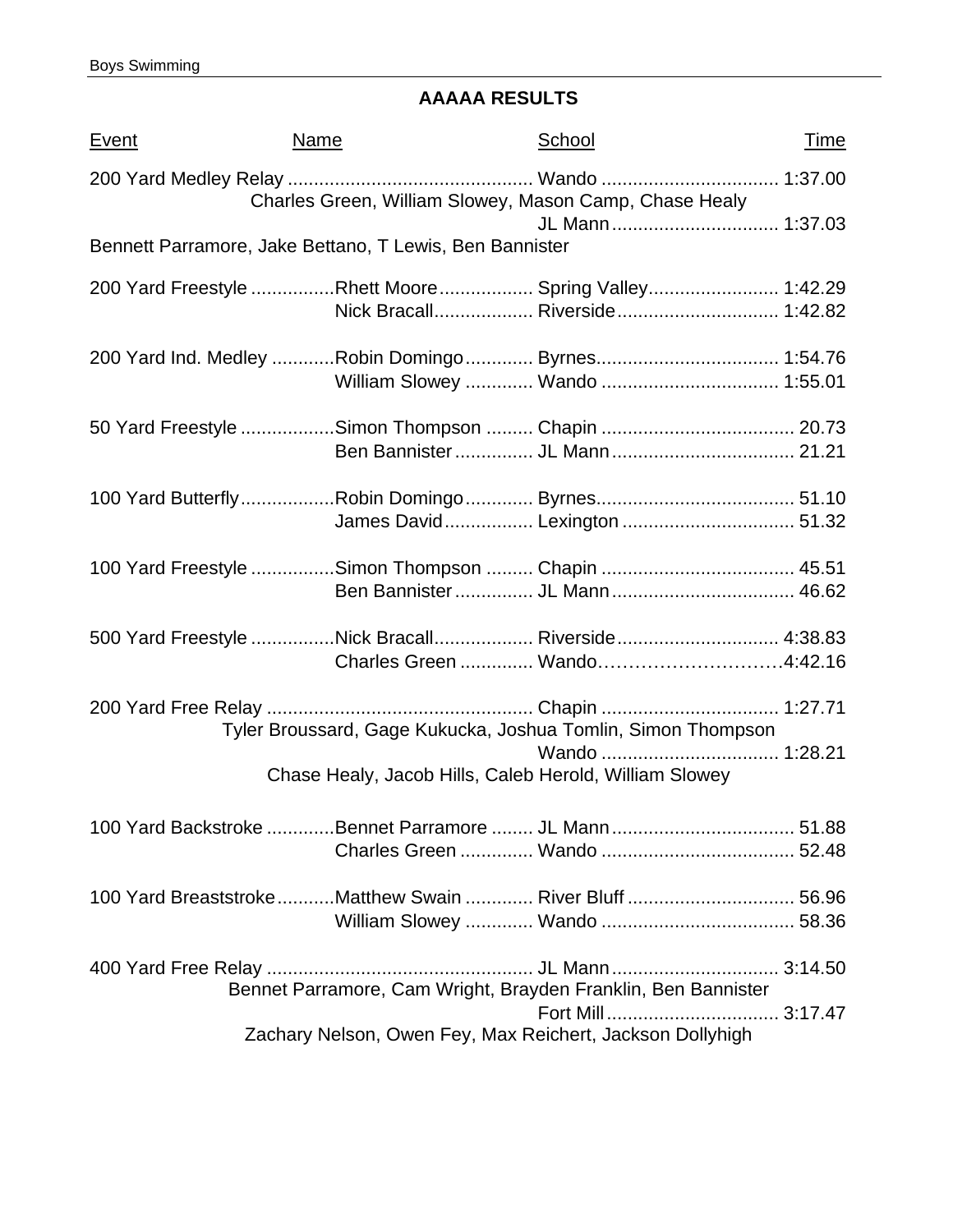Boys Swimming

## AAAAA RESULTS

| Event | Name | School | Time |
|---|---|---|---|
| 200 Yard Medley Relay | | Wando | 1:37.00 |
| | Charles Green, William Slowey, Mason Camp, Chase Healy | | |
| | | JL Mann | 1:37.03 |
| | Bennett Parramore, Jake Bettano, T Lewis, Ben Bannister | | |
| 200 Yard Freestyle | Rhett Moore | Spring Valley | 1:42.29 |
| | Nick Bracall | Riverside | 1:42.82 |
| 200 Yard Ind. Medley | Robin Domingo | Byrnes | 1:54.76 |
| | William Slowey | Wando | 1:55.01 |
| 50 Yard Freestyle | Simon Thompson | Chapin | 20.73 |
| | Ben Bannister | JL Mann | 21.21 |
| 100 Yard Butterfly | Robin Domingo | Byrnes | 51.10 |
| | James David | Lexington | 51.32 |
| 100 Yard Freestyle | Simon Thompson | Chapin | 45.51 |
| | Ben Bannister | JL Mann | 46.62 |
| 500 Yard Freestyle | Nick Bracall | Riverside | 4:38.83 |
| | Charles Green | Wando | 4:42.16 |
| 200 Yard Free Relay | | Chapin | 1:27.71 |
| | Tyler Broussard, Gage Kukucka, Joshua Tomlin, Simon Thompson | | |
| | | Wando | 1:28.21 |
| | Chase Healy, Jacob Hills, Caleb Herold, William Slowey | | |
| 100 Yard Backstroke | Bennet Parramore | JL Mann | 51.88 |
| | Charles Green | Wando | 52.48 |
| 100 Yard Breaststroke | Matthew Swain | River Bluff | 56.96 |
| | William Slowey | Wando | 58.36 |
| 400 Yard Free Relay | | JL Mann | 3:14.50 |
| | Bennet Parramore, Cam Wright, Brayden Franklin, Ben Bannister | | |
| | | Fort Mill | 3:17.47 |
| | Zachary Nelson, Owen Fey, Max Reichert, Jackson Dollyhigh | | |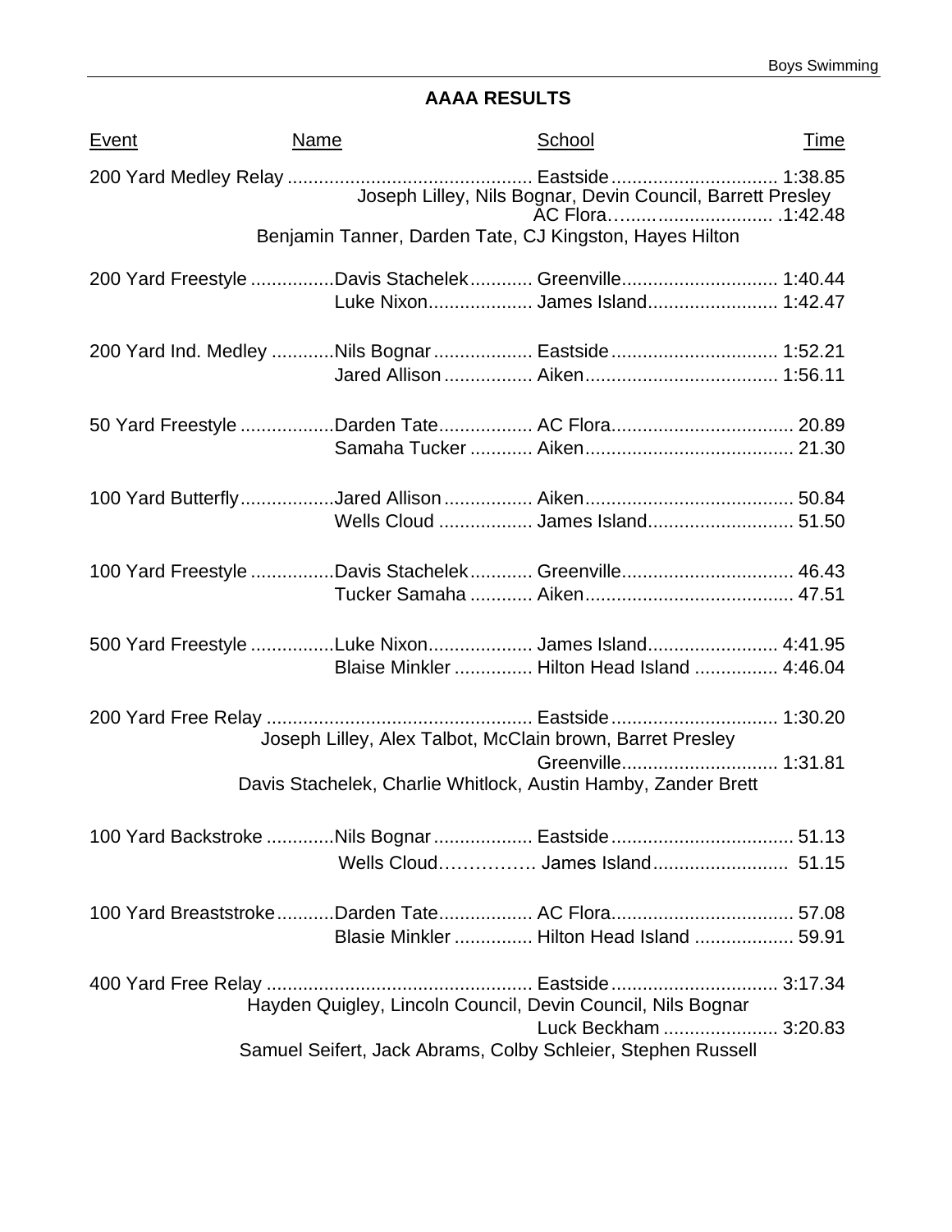## AAAA RESULTS

| Event | Name | School | Time |
|---|---|---|---|
| 200 Yard Medley Relay | | Eastside | 1:38.85 |
| | Joseph Lilley, Nils Bognar, Devin Council, Barrett Presley | | |
| | | AC Flora | 1:42.48 |
| | Benjamin Tanner, Darden Tate, CJ Kingston, Hayes Hilton | | |
| 200 Yard Freestyle | Davis Stachelek | Greenville | 1:40.44 |
| | Luke Nixon | James Island | 1:42.47 |
| 200 Yard Ind. Medley | Nils Bognar | Eastside | 1:52.21 |
| | Jared Allison | Aiken | 1:56.11 |
| 50 Yard Freestyle | Darden Tate | AC Flora | 20.89 |
| | Samaha Tucker | Aiken | 21.30 |
| 100 Yard Butterfly | Jared Allison | Aiken | 50.84 |
| | Wells Cloud | James Island | 51.50 |
| 100 Yard Freestyle | Davis Stachelek | Greenville | 46.43 |
| | Tucker Samaha | Aiken | 47.51 |
| 500 Yard Freestyle | Luke Nixon | James Island | 4:41.95 |
| | Blaise Minkler | Hilton Head Island | 4:46.04 |
| 200 Yard Free Relay | | Eastside | 1:30.20 |
| | Joseph Lilley, Alex Talbot, McClain brown, Barret Presley | | |
| | | Greenville | 1:31.81 |
| | Davis Stachelek, Charlie Whitlock, Austin Hamby, Zander Brett | | |
| 100 Yard Backstroke | Nils Bognar | Eastside | 51.13 |
| | Wells Cloud | James Island | 51.15 |
| 100 Yard Breaststroke | Darden Tate | AC Flora | 57.08 |
| | Blasie Minkler | Hilton Head Island | 59.91 |
| 400 Yard Free Relay | | Eastside | 3:17.34 |
| | Hayden Quigley, Lincoln Council, Devin Council, Nils Bognar | | |
| | | Luck Beckham | 3:20.83 |
| | Samuel Seifert, Jack Abrams, Colby Schleier, Stephen Russell | | |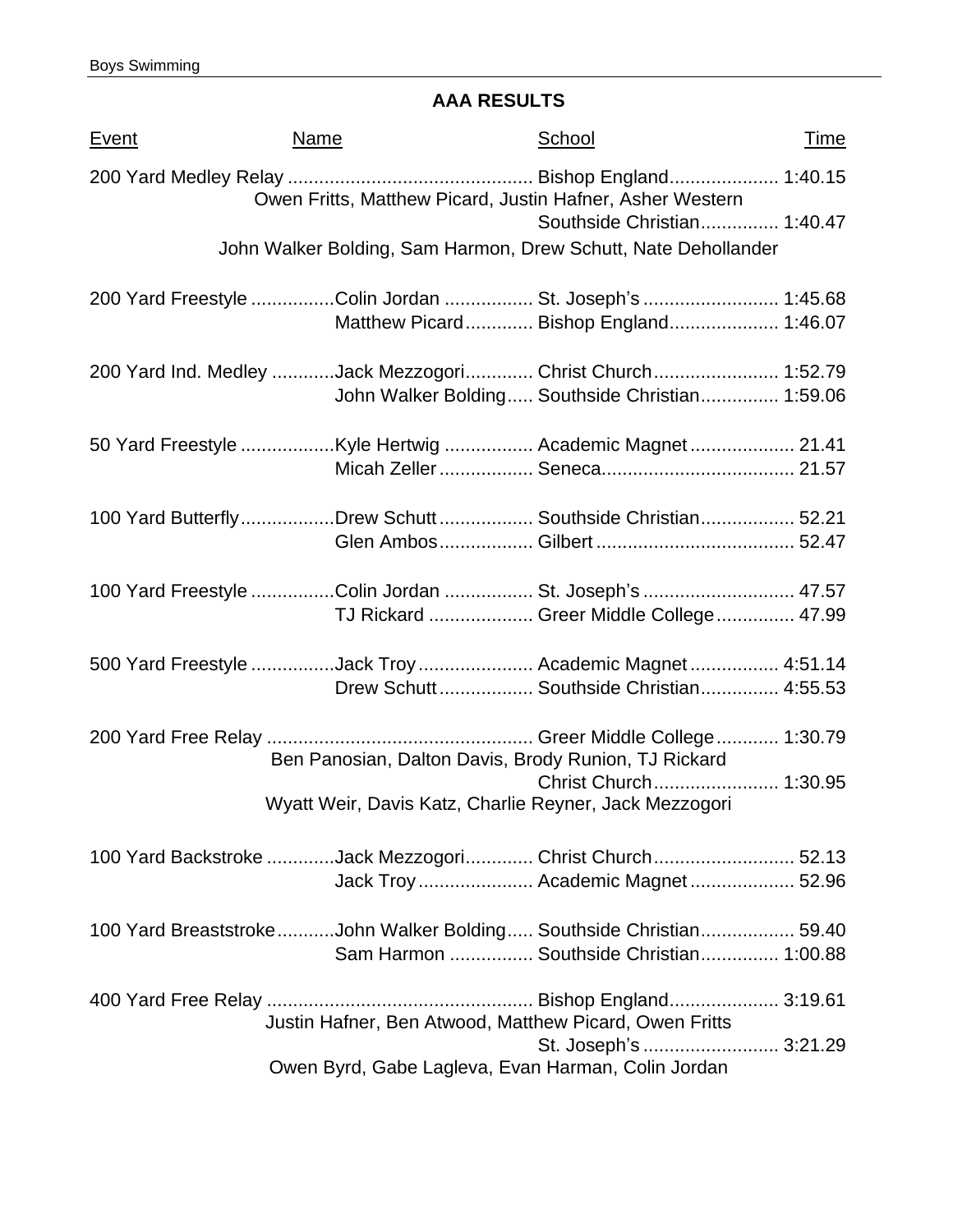## AAA RESULTS

| Event | Name | School | Time |
|---|---|---|---|
| 200 Yard Medley Relay | | Bishop England | 1:40.15 |
| | Owen Fritts, Matthew Picard, Justin Hafner, Asher Western | | |
| | | Southside Christian | 1:40.47 |
| | John Walker Bolding, Sam Harmon, Drew Schutt, Nate Dehollander | | |
| 200 Yard Freestyle | Colin Jordan | St. Joseph's | 1:45.68 |
| | Matthew Picard | Bishop England | 1:46.07 |
| 200 Yard Ind. Medley | Jack Mezzogori | Christ Church | 1:52.79 |
| | John Walker Bolding | Southside Christian | 1:59.06 |
| 50 Yard Freestyle | Kyle Hertwig | Academic Magnet | 21.41 |
| | Micah Zeller | Seneca | 21.57 |
| 100 Yard Butterfly | Drew Schutt | Southside Christian | 52.21 |
| | Glen Ambos | Gilbert | 52.47 |
| 100 Yard Freestyle | Colin Jordan | St. Joseph's | 47.57 |
| | TJ Rickard | Greer Middle College | 47.99 |
| 500 Yard Freestyle | Jack Troy | Academic Magnet | 4:51.14 |
| | Drew Schutt | Southside Christian | 4:55.53 |
| 200 Yard Free Relay | | Greer Middle College | 1:30.79 |
| | Ben Panosian, Dalton Davis, Brody Runion, TJ Rickard | | |
| | | Christ Church | 1:30.95 |
| | Wyatt Weir, Davis Katz, Charlie Reyner, Jack Mezzogori | | |
| 100 Yard Backstroke | Jack Mezzogori | Christ Church | 52.13 |
| | Jack Troy | Academic Magnet | 52.96 |
| 100 Yard Breaststroke | John Walker Bolding | Southside Christian | 59.40 |
| | Sam Harmon | Southside Christian | 1:00.88 |
| 400 Yard Free Relay | | Bishop England | 3:19.61 |
| | Justin Hafner, Ben Atwood, Matthew Picard, Owen Fritts | | |
| | | St. Joseph's | 3:21.29 |
| | Owen Byrd, Gabe Lagleva, Evan Harman, Colin Jordan | | |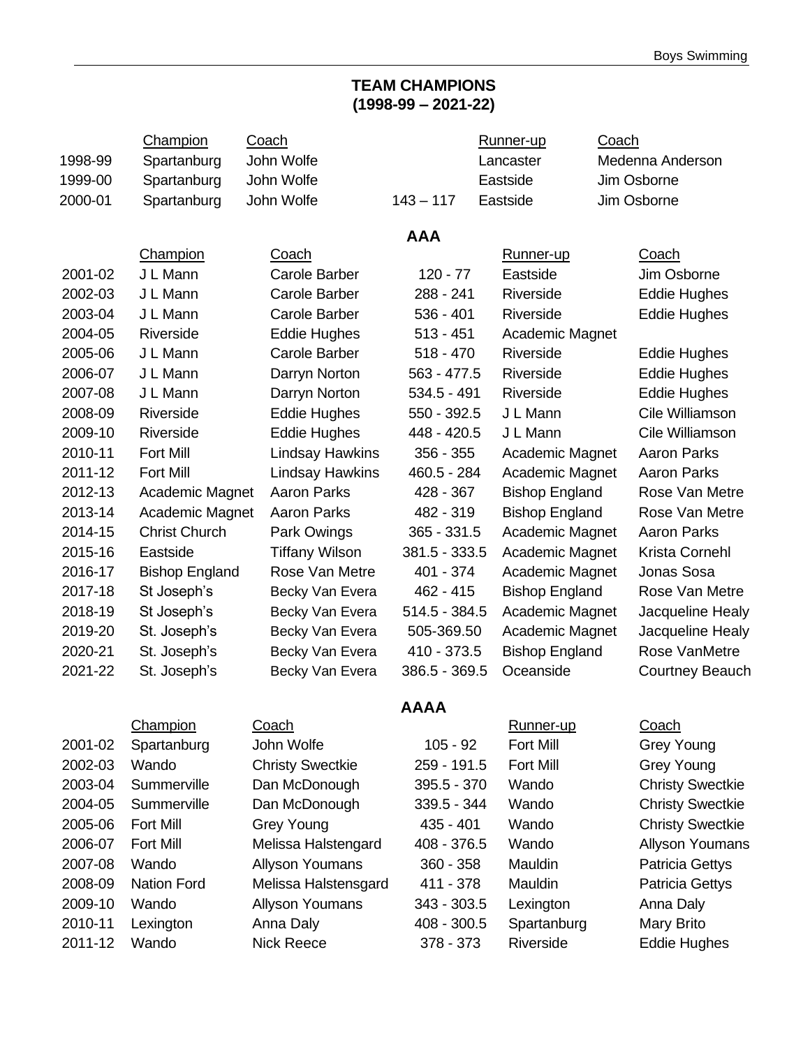## TEAM CHAMPIONS
## (1998-99 – 2021-22)

| | Champion | Coach | | Runner-up | Coach |
|---|---|---|---|---|---|
| 1998-99 | Spartanburg | John Wolfe | | Lancaster | Medenna Anderson |
| 1999-00 | Spartanburg | John Wolfe | | Eastside | Jim Osborne |
| 2000-01 | Spartanburg | John Wolfe | 143 – 117 | Eastside | Jim Osborne |

### AAA

| | Champion | Coach | | Runner-up | Coach |
|---|---|---|---|---|---|
| 2001-02 | J L Mann | Carole Barber | 120 - 77 | Eastside | Jim Osborne |
| 2002-03 | J L Mann | Carole Barber | 288 - 241 | Riverside | Eddie Hughes |
| 2003-04 | J L Mann | Carole Barber | 536 - 401 | Riverside | Eddie Hughes |
| 2004-05 | Riverside | Eddie Hughes | 513 - 451 | Academic Magnet | |
| 2005-06 | J L Mann | Carole Barber | 518 - 470 | Riverside | Eddie Hughes |
| 2006-07 | J L Mann | Darryn Norton | 563 - 477.5 | Riverside | Eddie Hughes |
| 2007-08 | J L Mann | Darryn Norton | 534.5 - 491 | Riverside | Eddie Hughes |
| 2008-09 | Riverside | Eddie Hughes | 550 - 392.5 | J L Mann | Cile Williamson |
| 2009-10 | Riverside | Eddie Hughes | 448 - 420.5 | J L Mann | Cile Williamson |
| 2010-11 | Fort Mill | Lindsay Hawkins | 356 - 355 | Academic Magnet | Aaron Parks |
| 2011-12 | Fort Mill | Lindsay Hawkins | 460.5 - 284 | Academic Magnet | Aaron Parks |
| 2012-13 | Academic Magnet | Aaron Parks | 428 - 367 | Bishop England | Rose Van Metre |
| 2013-14 | Academic Magnet | Aaron Parks | 482 - 319 | Bishop England | Rose Van Metre |
| 2014-15 | Christ Church | Park Owings | 365 - 331.5 | Academic Magnet | Aaron Parks |
| 2015-16 | Eastside | Tiffany Wilson | 381.5 - 333.5 | Academic Magnet | Krista Cornehl |
| 2016-17 | Bishop England | Rose Van Metre | 401 - 374 | Academic Magnet | Jonas Sosa |
| 2017-18 | St Joseph's | Becky Van Evera | 462 - 415 | Bishop England | Rose Van Metre |
| 2018-19 | St Joseph's | Becky Van Evera | 514.5 - 384.5 | Academic Magnet | Jacqueline Healy |
| 2019-20 | St. Joseph's | Becky Van Evera | 505-369.50 | Academic Magnet | Jacqueline Healy |
| 2020-21 | St. Joseph's | Becky Van Evera | 410 - 373.5 | Bishop England | Rose VanMetre |
| 2021-22 | St. Joseph's | Becky Van Evera | 386.5 - 369.5 | Oceanside | Courtney Beauch |

### AAAA

| | Champion | Coach | | Runner-up | Coach |
|---|---|---|---|---|---|
| 2001-02 | Spartanburg | John Wolfe | 105 - 92 | Fort Mill | Grey Young |
| 2002-03 | Wando | Christy Swectkie | 259 - 191.5 | Fort Mill | Grey Young |
| 2003-04 | Summerville | Dan McDonough | 395.5 - 370 | Wando | Christy Swectkie |
| 2004-05 | Summerville | Dan McDonough | 339.5 - 344 | Wando | Christy Swectkie |
| 2005-06 | Fort Mill | Grey Young | 435 - 401 | Wando | Christy Swectkie |
| 2006-07 | Fort Mill | Melissa Halstengard | 408 - 376.5 | Wando | Allyson Youmans |
| 2007-08 | Wando | Allyson Youmans | 360 - 358 | Mauldin | Patricia Gettys |
| 2008-09 | Nation Ford | Melissa Halstensgard | 411 - 378 | Mauldin | Patricia Gettys |
| 2009-10 | Wando | Allyson Youmans | 343 - 303.5 | Lexington | Anna Daly |
| 2010-11 | Lexington | Anna Daly | 408 - 300.5 | Spartanburg | Mary Brito |
| 2011-12 | Wando | Nick Reece | 378 - 373 | Riverside | Eddie Hughes |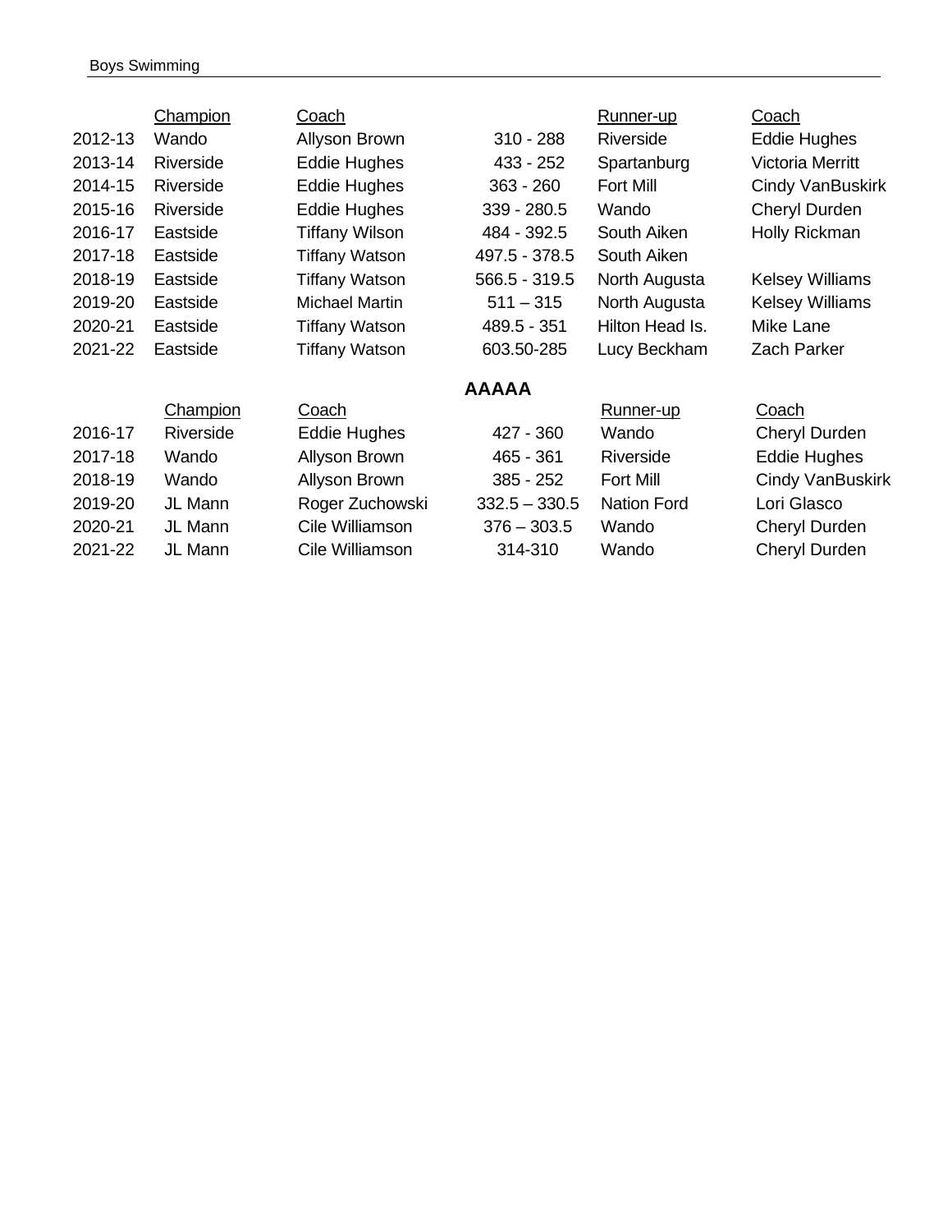| | Champion | Coach | | Runner-up | Coach |
|---|---|---|---|---|---|
| 2012-13 | Wando | Allyson Brown | 310 - 288 | Riverside | Eddie Hughes |
| 2013-14 | Riverside | Eddie Hughes | 433 - 252 | Spartanburg | Victoria Merritt |
| 2014-15 | Riverside | Eddie Hughes | 363 - 260 | Fort Mill | Cindy VanBuskirk |
| 2015-16 | Riverside | Eddie Hughes | 339 - 280.5 | Wando | Cheryl Durden |
| 2016-17 | Eastside | Tiffany Wilson | 484 - 392.5 | South Aiken | Holly Rickman |
| 2017-18 | Eastside | Tiffany Watson | 497.5 - 378.5 | South Aiken | |
| 2018-19 | Eastside | Tiffany Watson | 566.5 - 319.5 | North Augusta | Kelsey Williams |
| 2019-20 | Eastside | Michael Martin | 511 – 315 | North Augusta | Kelsey Williams |
| 2020-21 | Eastside | Tiffany Watson | 489.5 - 351 | Hilton Head Is. | Mike Lane |
| 2021-22 | Eastside | Tiffany Watson | 603.50-285 | Lucy Beckham | Zach Parker |

## AAAAA

| | Champion | Coach | | Runner-up | Coach |
|---|---|---|---|---|---|
| 2016-17 | Riverside | Eddie Hughes | 427 - 360 | Wando | Cheryl Durden |
| 2017-18 | Wando | Allyson Brown | 465 - 361 | Riverside | Eddie Hughes |
| 2018-19 | Wando | Allyson Brown | 385 - 252 | Fort Mill | Cindy VanBuskirk |
| 2019-20 | JL Mann | Roger Zuchowski | 332.5 – 330.5 | Nation Ford | Lori Glasco |
| 2020-21 | JL Mann | Cile Williamson | 376 – 303.5 | Wando | Cheryl Durden |
| 2021-22 | JL Mann | Cile Williamson | 314-310 | Wando | Cheryl Durden |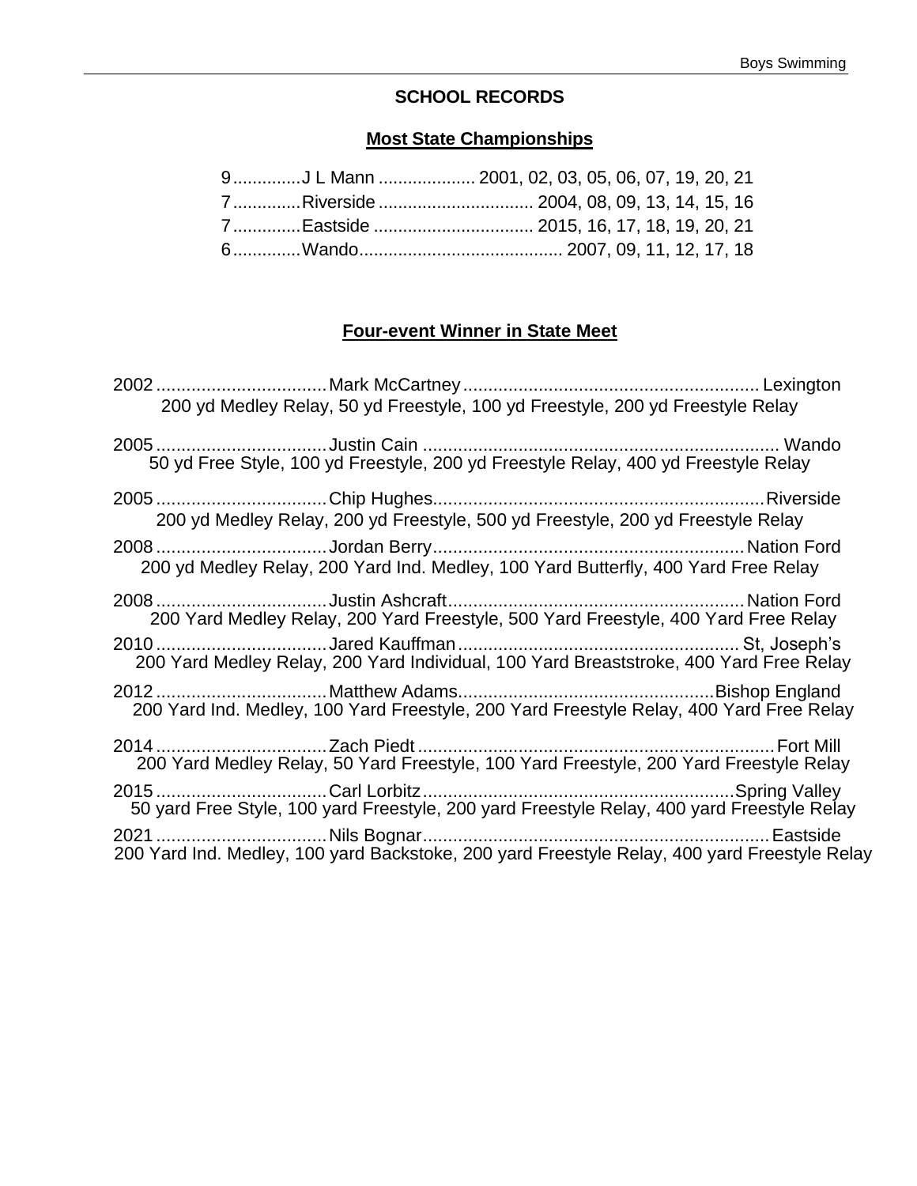## SCHOOL RECORDS

### Most State Championships

9.............J L Mann ................... 2001, 02, 03, 05, 06, 07, 19, 20, 21
7.............Riverside ............................... 2004, 08, 09, 13, 14, 15, 16
7.............Eastside ................................ 2015, 16, 17, 18, 19, 20, 21
6.............Wando......................................... 2007, 09, 11, 12, 17, 18

### Four-event Winner in State Meet

2002 ................................. Mark McCartney .......................................................... Lexington
200 yd Medley Relay, 50 yd Freestyle, 100 yd Freestyle, 200 yd Freestyle Relay

2005 ................................. Justin Cain ....................................................................... Wando
50 yd Free Style, 100 yd Freestyle, 200 yd Freestyle Relay, 400 yd Freestyle Relay

2005 ................................. Chip Hughes................................................................. Riverside
200 yd Medley Relay, 200 yd Freestyle, 500 yd Freestyle, 200 yd Freestyle Relay

2008 ................................. Jordan Berry............................................................. Nation Ford
200 yd Medley Relay, 200 Yard Ind. Medley, 100 Yard Butterfly, 400 Yard Free Relay

2008 ................................. Justin Ashcraft........................................................... Nation Ford
200 Yard Medley Relay, 200 Yard Freestyle, 500 Yard Freestyle, 400 Yard Free Relay

2010 ................................. Jared Kauffman........................................................ St, Joseph's
200 Yard Medley Relay, 200 Yard Individual, 100 Yard Breaststroke, 400 Yard Free Relay

2012 ................................. Matthew Adams..................................................Bishop England
200 Yard Ind. Medley, 100 Yard Freestyle, 200 Yard Freestyle Relay, 400 Yard Free Relay

2014 ................................. Zach Piedt ...................................................................... Fort Mill
200 Yard Medley Relay, 50 Yard Freestyle, 100 Yard Freestyle, 200 Yard Freestyle Relay

2015 ................................. Carl Lorbitz............................................................. Spring Valley
50 yard Free Style, 100 yard Freestyle, 200 yard Freestyle Relay, 400 yard Freestyle Relay

2021 ................................. Nils Bognar.................................................................... Eastside
200 Yard Ind. Medley, 100 yard Backstoke, 200 yard Freestyle Relay, 400 yard Freestyle Relay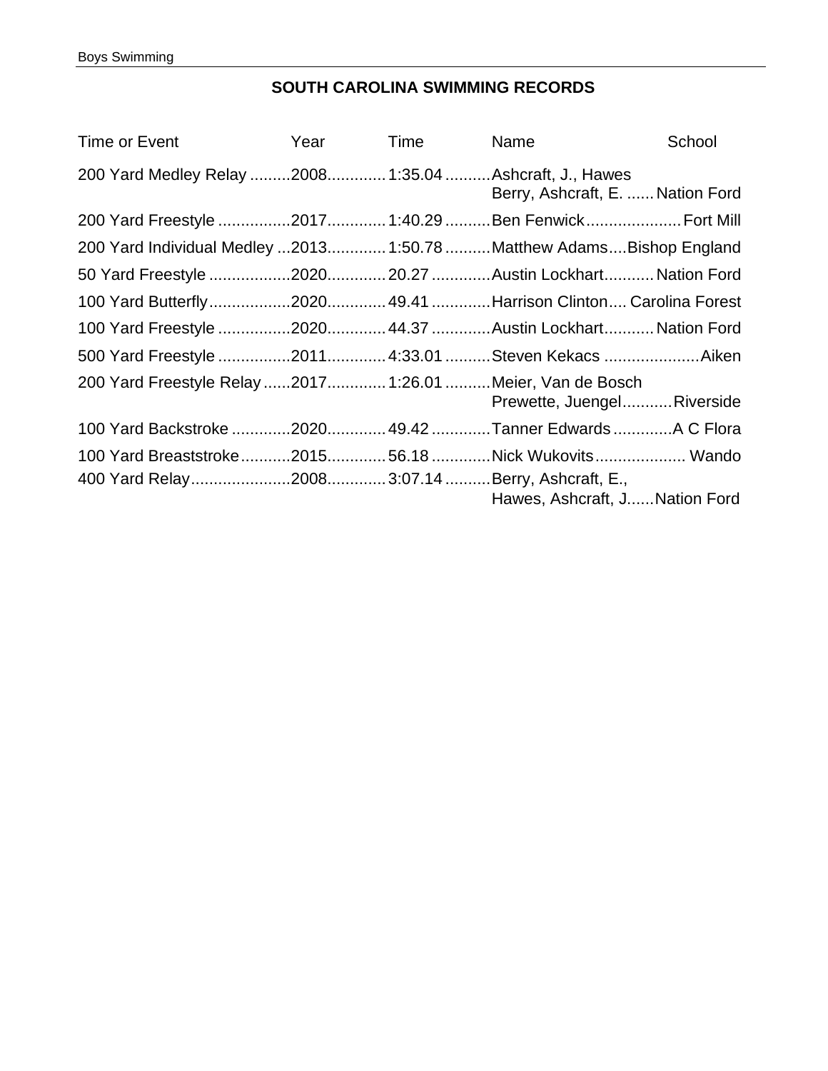## SOUTH CAROLINA SWIMMING RECORDS

| Time or Event | Year | Time | Name | School |
|---|---|---|---|---|
| 200 Yard Medley Relay | 2008 | 1:35.04 | Ashcraft, J., Hawes Berry, Ashcraft, E. | Nation Ford |
| 200 Yard Freestyle | 2017 | 1:40.29 | Ben Fenwick | Fort Mill |
| 200 Yard Individual Medley | 2013 | 1:50.78 | Matthew Adams | Bishop England |
| 50 Yard Freestyle | 2020 | 20.27 | Austin Lockhart | Nation Ford |
| 100 Yard Butterfly | 2020 | 49.41 | Harrison Clinton | Carolina Forest |
| 100 Yard Freestyle | 2020 | 44.37 | Austin Lockhart | Nation Ford |
| 500 Yard Freestyle | 2011 | 4:33.01 | Steven Kekacs | Aiken |
| 200 Yard Freestyle Relay | 2017 | 1:26.01 | Meier, Van de Bosch Prewette, Juengel | Riverside |
| 100 Yard Backstroke | 2020 | 49.42 | Tanner Edwards | A C Flora |
| 100 Yard Breaststroke | 2015 | 56.18 | Nick Wukovits | Wando |
| 400 Yard Relay | 2008 | 3:07.14 | Berry, Ashcraft, E., Hawes, Ashcraft, J. | Nation Ford |